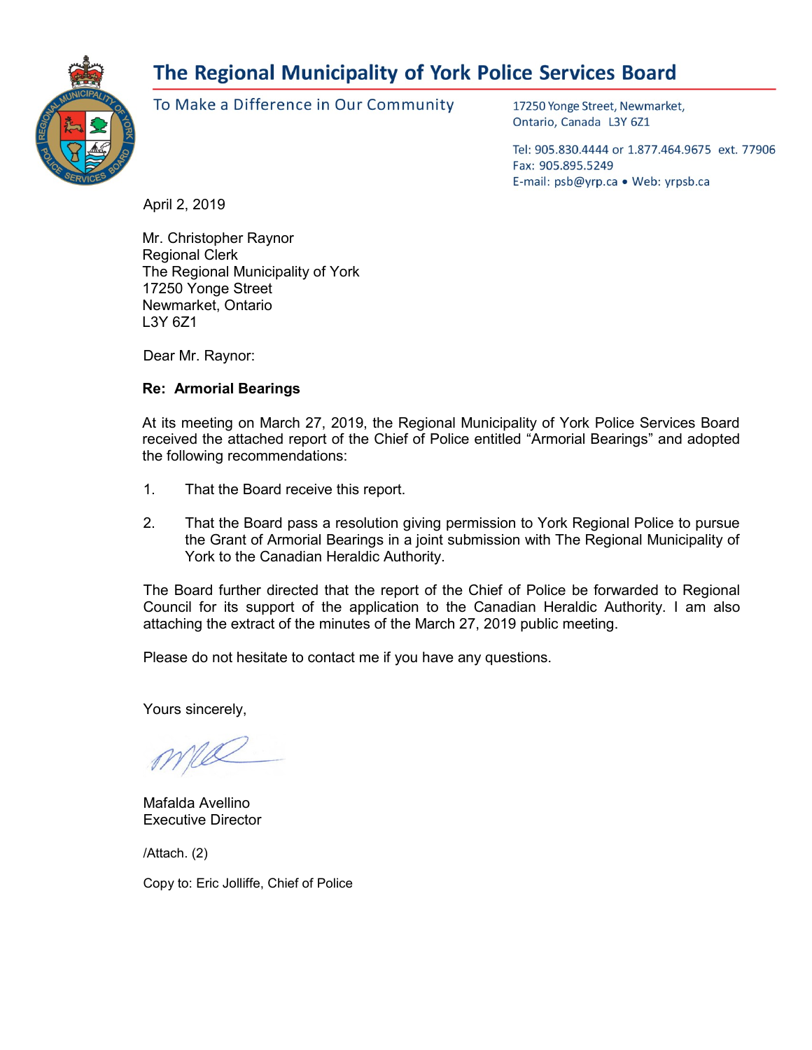# The Regional Municipality of York Police Services Board

To Make a Difference in Our Community

17250 Yonge Street, Newmarket,
Ontario, Canada L3Y 6Z1

Tel: 905.830.4444 or 1.877.464.9675 ext. 77906
Fax: 905.895.5249
E-mail: psb@yrp.ca • Web: yrpsb.ca

April 2, 2019

Mr. Christopher Raynor
Regional Clerk
The Regional Municipality of York
17250 Yonge Street
Newmarket, Ontario
L3Y 6Z1

Dear Mr. Raynor:

**Re: Armorial Bearings**

At its meeting on March 27, 2019, the Regional Municipality of York Police Services Board received the attached report of the Chief of Police entitled "Armorial Bearings" and adopted the following recommendations:

1. That the Board receive this report.
2. That the Board pass a resolution giving permission to York Regional Police to pursue the Grant of Armorial Bearings in a joint submission with The Regional Municipality of York to the Canadian Heraldic Authority.

The Board further directed that the report of the Chief of Police be forwarded to Regional Council for its support of the application to the Canadian Heraldic Authority. I am also attaching the extract of the minutes of the March 27, 2019 public meeting.

Please do not hesitate to contact me if you have any questions.

Yours sincerely,

Mafalda Avellino
Executive Director

/Attach. (2)

Copy to: Eric Jolliffe, Chief of Police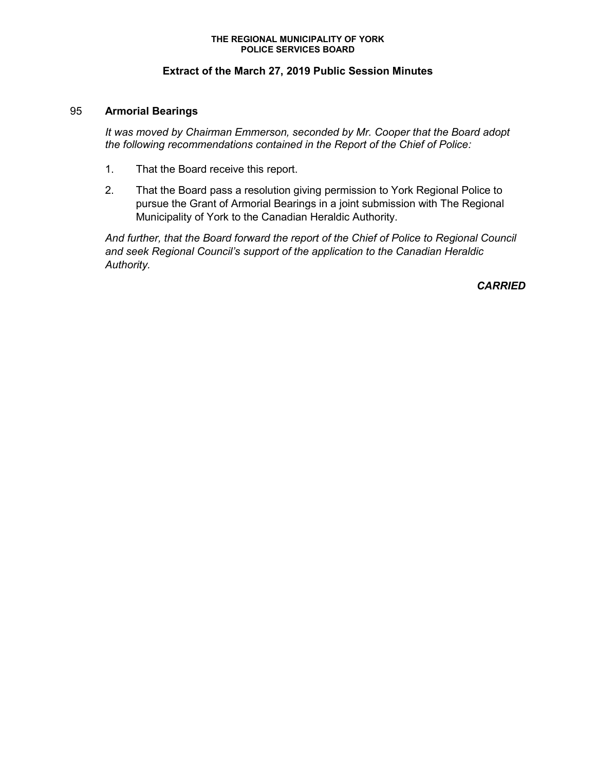**THE REGIONAL MUNICIPALITY OF YORK**
**POLICE SERVICES BOARD**

### Extract of the March 27, 2019 Public Session Minutes

95 **Armorial Bearings**

*It was moved by Chairman Emmerson, seconded by Mr. Cooper that the Board adopt the following recommendations contained in the Report of the Chief of Police:*

1. That the Board receive this report.
2. That the Board pass a resolution giving permission to York Regional Police to pursue the Grant of Armorial Bearings in a joint submission with The Regional Municipality of York to the Canadian Heraldic Authority.

*And further, that the Board forward the report of the Chief of Police to Regional Council and seek Regional Council's support of the application to the Canadian Heraldic Authority.*

***CARRIED***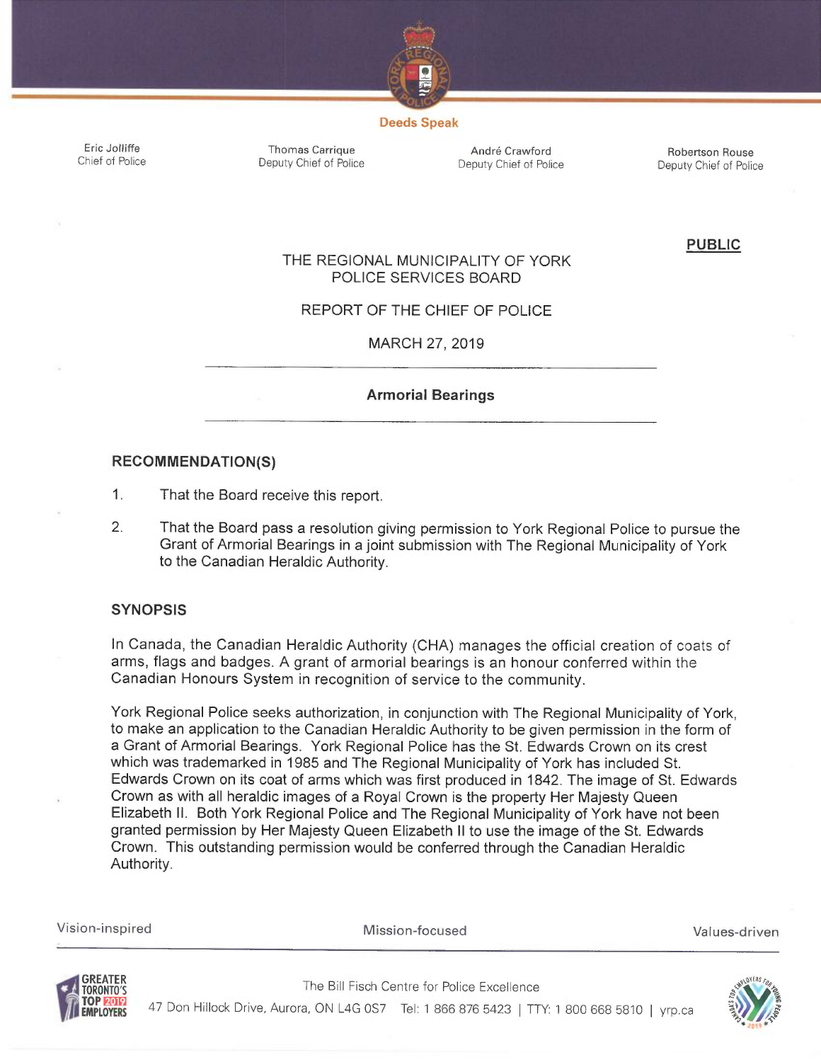Deeds Speak

Eric Jolliffe
Chief of Police

Thomas Carrique
Deputy Chief of Police

André Crawford
Deputy Chief of Police

Robertson Rouse
Deputy Chief of Police

**PUBLIC**

THE REGIONAL MUNICIPALITY OF YORK
POLICE SERVICES BOARD

REPORT OF THE CHIEF OF POLICE

MARCH 27, 2019

---

**Armorial Bearings**

---

## RECOMMENDATION(S)

1. That the Board receive this report.
2. That the Board pass a resolution giving permission to York Regional Police to pursue the Grant of Armorial Bearings in a joint submission with The Regional Municipality of York to the Canadian Heraldic Authority.

## SYNOPSIS

In Canada, the Canadian Heraldic Authority (CHA) manages the official creation of coats of arms, flags and badges. A grant of armorial bearings is an honour conferred within the Canadian Honours System in recognition of service to the community.

York Regional Police seeks authorization, in conjunction with The Regional Municipality of York, to make an application to the Canadian Heraldic Authority to be given permission in the form of a Grant of Armorial Bearings. York Regional Police has the St. Edwards Crown on its crest which was trademarked in 1985 and The Regional Municipality of York has included St. Edwards Crown on its coat of arms which was first produced in 1842. The image of St. Edwards Crown as with all heraldic images of a Royal Crown is the property Her Majesty Queen Elizabeth II. Both York Regional Police and The Regional Municipality of York have not been granted permission by Her Majesty Queen Elizabeth II to use the image of the St. Edwards Crown. This outstanding permission would be conferred through the Canadian Heraldic Authority.

Vision-inspired Mission-focused Values-driven

The Bill Fisch Centre for Police Excellence
47 Don Hillock Drive, Aurora, ON L4G 0S7 Tel: 1 866 876 5423 | TTY: 1 800 668 5810 | yrp.ca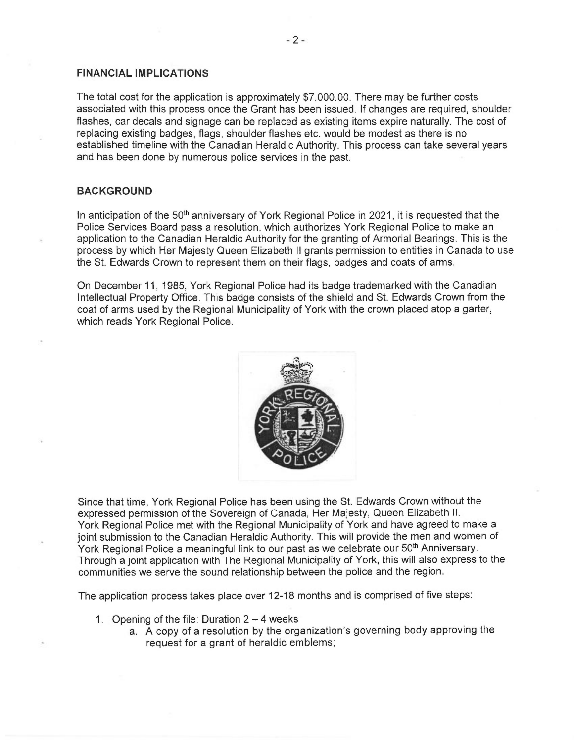## FINANCIAL IMPLICATIONS

The total cost for the application is approximately $7,000.00. There may be further costs associated with this process once the Grant has been issued. If changes are required, shoulder flashes, car decals and signage can be replaced as existing items expire naturally. The cost of replacing existing badges, flags, shoulder flashes etc. would be modest as there is no established timeline with the Canadian Heraldic Authority. This process can take several years and has been done by numerous police services in the past.

## BACKGROUND

In anticipation of the 50th anniversary of York Regional Police in 2021, it is requested that the Police Services Board pass a resolution, which authorizes York Regional Police to make an application to the Canadian Heraldic Authority for the granting of Armorial Bearings. This is the process by which Her Majesty Queen Elizabeth II grants permission to entities in Canada to use the St. Edwards Crown to represent them on their flags, badges and coats of arms.

On December 11, 1985, York Regional Police had its badge trademarked with the Canadian Intellectual Property Office. This badge consists of the shield and St. Edwards Crown from the coat of arms used by the Regional Municipality of York with the crown placed atop a garter, which reads York Regional Police.

Since that time, York Regional Police has been using the St. Edwards Crown without the expressed permission of the Sovereign of Canada, Her Majesty, Queen Elizabeth II. York Regional Police met with the Regional Municipality of York and have agreed to make a joint submission to the Canadian Heraldic Authority. This will provide the men and women of York Regional Police a meaningful link to our past as we celebrate our 50th Anniversary. Through a joint application with The Regional Municipality of York, this will also express to the communities we serve the sound relationship between the police and the region.

The application process takes place over 12-18 months and is comprised of five steps:

1. Opening of the file: Duration 2 – 4 weeks
   a. A copy of a resolution by the organization's governing body approving the request for a grant of heraldic emblems;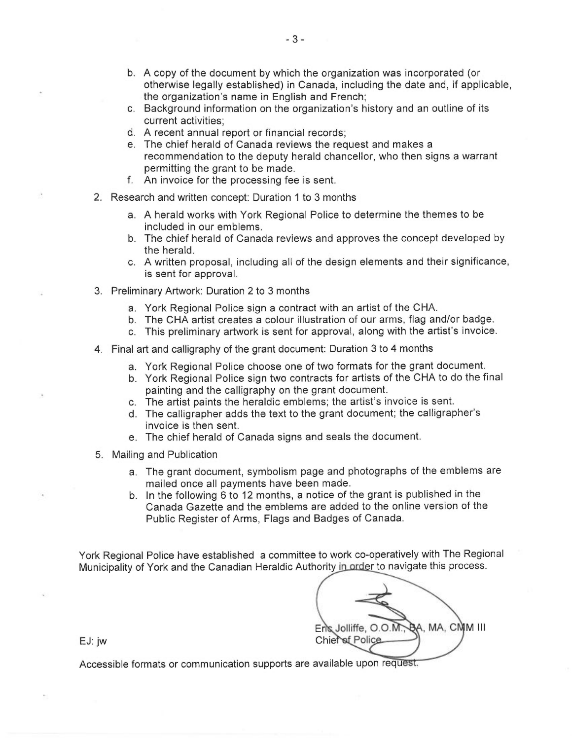b. A copy of the document by which the organization was incorporated (or otherwise legally established) in Canada, including the date and, if applicable, the organization's name in English and French;
c. Background information on the organization's history and an outline of its current activities;
d. A recent annual report or financial records;
e. The chief herald of Canada reviews the request and makes a recommendation to the deputy herald chancellor, who then signs a warrant permitting the grant to be made.
f. An invoice for the processing fee is sent.

2. Research and written concept: Duration 1 to 3 months
   a. A herald works with York Regional Police to determine the themes to be included in our emblems.
   b. The chief herald of Canada reviews and approves the concept developed by the herald.
   c. A written proposal, including all of the design elements and their significance, is sent for approval.

3. Preliminary Artwork: Duration 2 to 3 months
   a. York Regional Police sign a contract with an artist of the CHA.
   b. The CHA artist creates a colour illustration of our arms, flag and/or badge.
   c. This preliminary artwork is sent for approval, along with the artist's invoice.

4. Final art and calligraphy of the grant document: Duration 3 to 4 months
   a. York Regional Police choose one of two formats for the grant document.
   b. York Regional Police sign two contracts for artists of the CHA to do the final painting and the calligraphy on the grant document.
   c. The artist paints the heraldic emblems; the artist's invoice is sent.
   d. The calligrapher adds the text to the grant document; the calligrapher's invoice is then sent.
   e. The chief herald of Canada signs and seals the document.

5. Mailing and Publication
   a. The grant document, symbolism page and photographs of the emblems are mailed once all payments have been made.
   b. In the following 6 to 12 months, a notice of the grant is published in the Canada Gazette and the emblems are added to the online version of the Public Register of Arms, Flags and Badges of Canada.

York Regional Police have established a committee to work co-operatively with The Regional Municipality of York and the Canadian Heraldic Authority in order to navigate this process.

Eric Jolliffe, O.O.M., BA, MA, CMM III
Chief of Police

EJ: jw

Accessible formats or communication supports are available upon request.